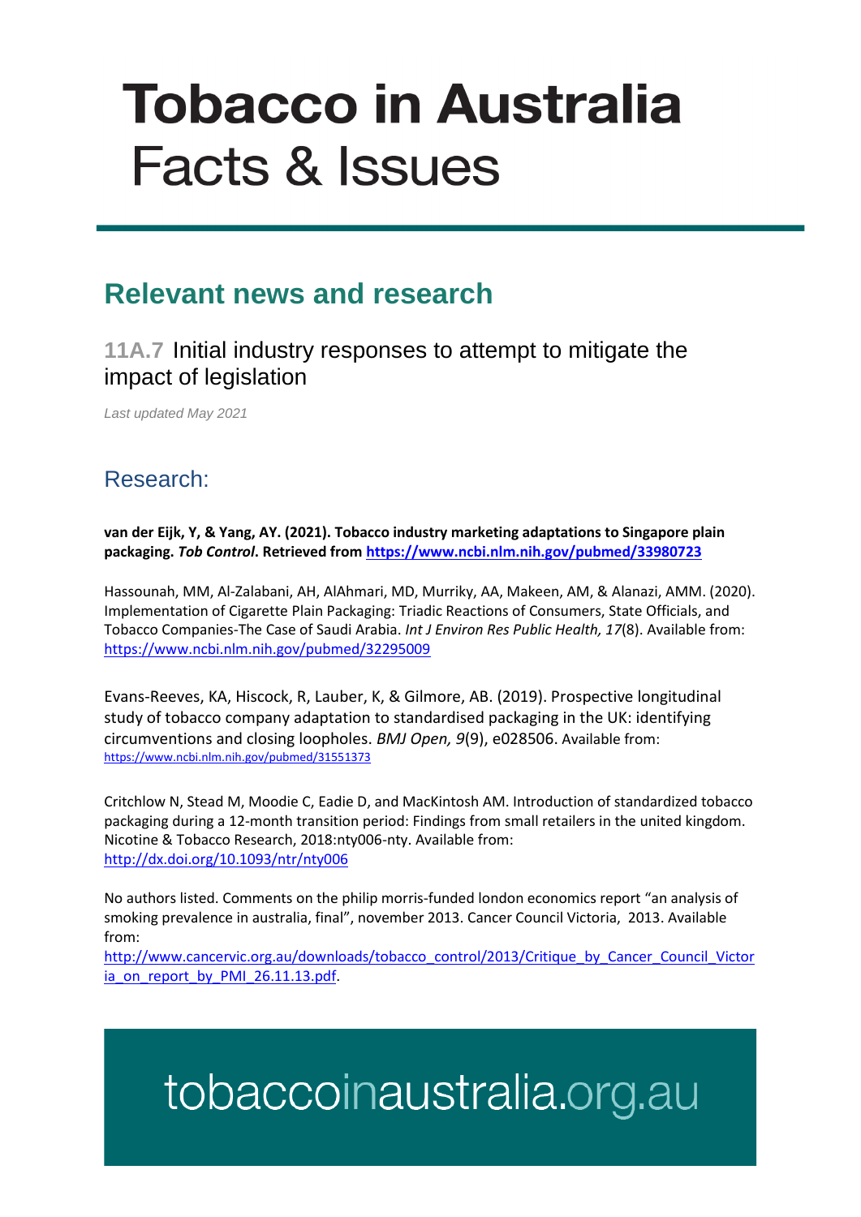# Tobacco in Australia
Facts & Issues

## Relevant news and research

### 11A.7 Initial industry responses to attempt to mitigate the impact of legislation

*Last updated May 2021*

## Research:

**van der Eijk, Y, & Yang, AY. (2021). Tobacco industry marketing adaptations to Singapore plain packaging. *Tob Control*. Retrieved from https://www.ncbi.nlm.nih.gov/pubmed/33980723**

Hassounah, MM, Al-Zalabani, AH, AlAhmari, MD, Murriky, AA, Makeen, AM, & Alanazi, AMM. (2020). Implementation of Cigarette Plain Packaging: Triadic Reactions of Consumers, State Officials, and Tobacco Companies-The Case of Saudi Arabia. *Int J Environ Res Public Health, 17*(8). Available from: https://www.ncbi.nlm.nih.gov/pubmed/32295009

Evans-Reeves, KA, Hiscock, R, Lauber, K, & Gilmore, AB. (2019). Prospective longitudinal study of tobacco company adaptation to standardised packaging in the UK: identifying circumventions and closing loopholes. *BMJ Open, 9*(9), e028506. Available from: https://www.ncbi.nlm.nih.gov/pubmed/31551373

Critchlow N, Stead M, Moodie C, Eadie D, and MacKintosh AM. Introduction of standardized tobacco packaging during a 12-month transition period: Findings from small retailers in the united kingdom. Nicotine & Tobacco Research, 2018:nty006-nty. Available from: http://dx.doi.org/10.1093/ntr/nty006

No authors listed. Comments on the philip morris-funded london economics report “an analysis of smoking prevalence in australia, final”, november 2013. Cancer Council Victoria, 2013. Available from: http://www.cancervic.org.au/downloads/tobacco_control/2013/Critique_by_Cancer_Council_Victoria_on_report_by_PMI_26.11.13.pdf.

tobaccoinaustralia.org.au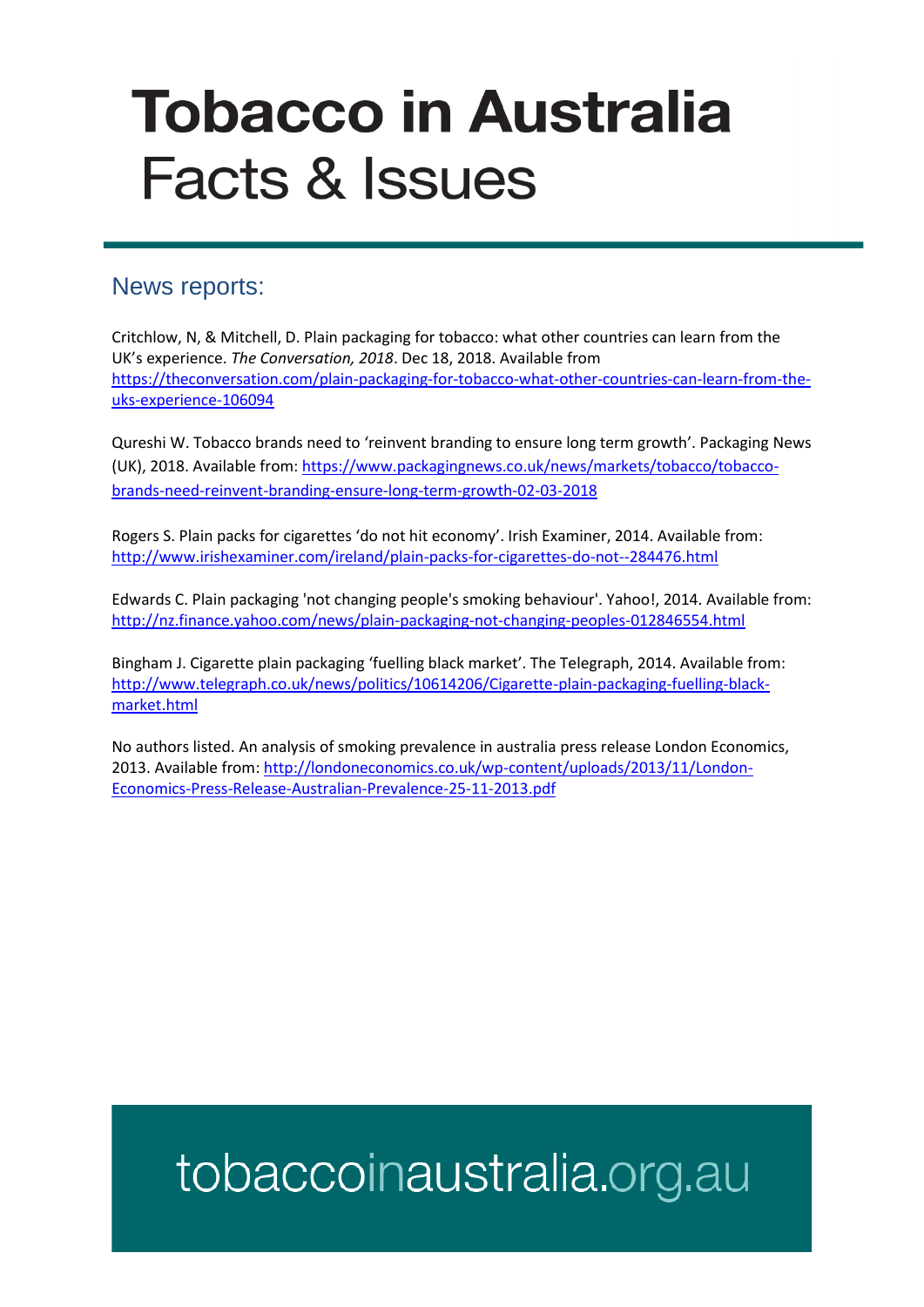# Tobacco in Australia

## Facts & Issues

## News reports:

Critchlow, N, & Mitchell, D. Plain packaging for tobacco: what other countries can learn from the UK's experience. *The Conversation, 2018*. Dec 18, 2018. Available from https://theconversation.com/plain-packaging-for-tobacco-what-other-countries-can-learn-from-the-uks-experience-106094

Qureshi W. Tobacco brands need to 'reinvent branding to ensure long term growth'. Packaging News (UK), 2018. Available from: https://www.packagingnews.co.uk/news/markets/tobacco/tobacco-brands-need-reinvent-branding-ensure-long-term-growth-02-03-2018

Rogers S. Plain packs for cigarettes 'do not hit economy'. Irish Examiner, 2014. Available from: http://www.irishexaminer.com/ireland/plain-packs-for-cigarettes-do-not--284476.html

Edwards C. Plain packaging 'not changing people's smoking behaviour'. Yahoo!, 2014. Available from: http://nz.finance.yahoo.com/news/plain-packaging-not-changing-peoples-012846554.html

Bingham J. Cigarette plain packaging 'fuelling black market'. The Telegraph, 2014. Available from: http://www.telegraph.co.uk/news/politics/10614206/Cigarette-plain-packaging-fuelling-black-market.html

No authors listed. An analysis of smoking prevalence in australia press release London Economics, 2013. Available from: http://londoneconomics.co.uk/wp-content/uploads/2013/11/London-Economics-Press-Release-Australian-Prevalence-25-11-2013.pdf

tobaccoinaustralia.org.au